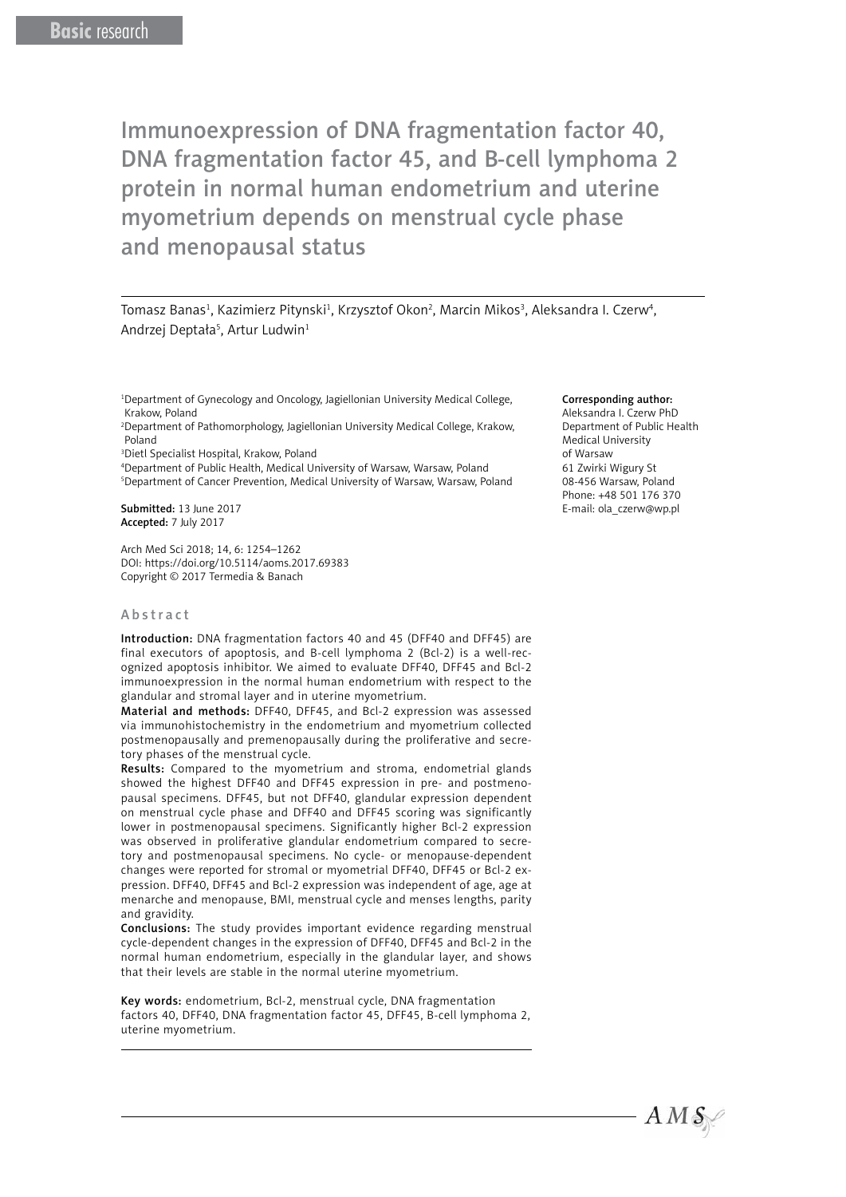Basic research

# Immunoexpression of DNA fragmentation factor 40, DNA fragmentation factor 45, and B-cell lymphoma 2 protein in normal human endometrium and uterine myometrium depends on menstrual cycle phase and menopausal status

Tomasz Banas[1], Kazimierz Pitynski[1], Krzysztof Okon[2], Marcin Mikos[3], Aleksandra I. Czerw[4], Andrzej Deptała[5], Artur Ludwin[1]

[1]Department of Gynecology and Oncology, Jagiellonian University Medical College, Krakow, Poland
[2]Department of Pathomorphology, Jagiellonian University Medical College, Krakow, Poland
[3]Dietl Specialist Hospital, Krakow, Poland
[4]Department of Public Health, Medical University of Warsaw, Warsaw, Poland
[5]Department of Cancer Prevention, Medical University of Warsaw, Warsaw, Poland

**Submitted:** 13 June 2017
**Accepted:** 7 July 2017

Arch Med Sci 2018; 14, 6: 1254–1262
DOI: https://doi.org/10.5114/aoms.2017.69383
Copyright © 2017 Termedia & Banach

**Corresponding author:**
Aleksandra I. Czerw PhD
Department of Public Health
Medical University
of Warsaw
61 Zwirki Wigury St
08-456 Warsaw, Poland
Phone: +48 501 176 370
E-mail: ola_czerw@wp.pl

## Abstract

**Introduction:** DNA fragmentation factors 40 and 45 (DFF40 and DFF45) are final executors of apoptosis, and B-cell lymphoma 2 (Bcl-2) is a well-recognized apoptosis inhibitor. We aimed to evaluate DFF40, DFF45 and Bcl-2 immunoexpression in the normal human endometrium with respect to the glandular and stromal layer and in uterine myometrium.

**Material and methods:** DFF40, DFF45, and Bcl-2 expression was assessed via immunohistochemistry in the endometrium and myometrium collected postmenopausally and premenopausally during the proliferative and secretory phases of the menstrual cycle.

**Results:** Compared to the myometrium and stroma, endometrial glands showed the highest DFF40 and DFF45 expression in pre- and postmenopausal specimens. DFF45, but not DFF40, glandular expression dependent on menstrual cycle phase and DFF40 and DFF45 scoring was significantly lower in postmenopausal specimens. Significantly higher Bcl-2 expression was observed in proliferative glandular endometrium compared to secretory and postmenopausal specimens. No cycle- or menopause-dependent changes were reported for stromal or myometrial DFF40, DFF45 or Bcl-2 expression. DFF40, DFF45 and Bcl-2 expression was independent of age, age at menarche and menopause, BMI, menstrual cycle and menses lengths, parity and gravidity.

**Conclusions:** The study provides important evidence regarding menstrual cycle-dependent changes in the expression of DFF40, DFF45 and Bcl-2 in the normal human endometrium, especially in the glandular layer, and shows that their levels are stable in the normal uterine myometrium.

**Key words:** endometrium, Bcl-2, menstrual cycle, DNA fragmentation factors 40, DFF40, DNA fragmentation factor 45, DFF45, B-cell lymphoma 2, uterine myometrium.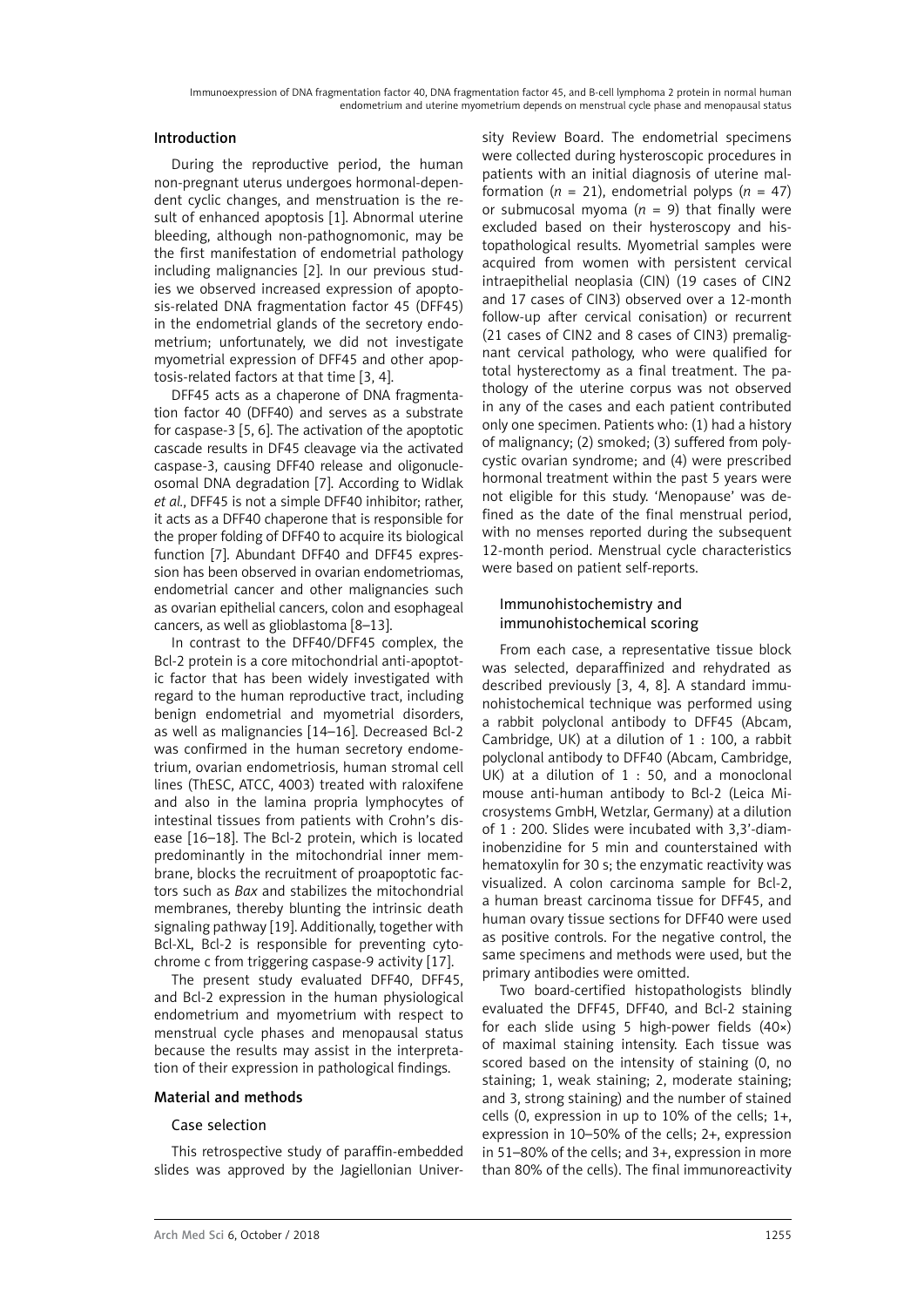## Introduction

During the reproductive period, the human non-pregnant uterus undergoes hormonal-dependent cyclic changes, and menstruation is the result of enhanced apoptosis [1]. Abnormal uterine bleeding, although non-pathognomonic, may be the first manifestation of endometrial pathology including malignancies [2]. In our previous studies we observed increased expression of apoptosis-related DNA fragmentation factor 45 (DFF45) in the endometrial glands of the secretory endometrium; unfortunately, we did not investigate myometrial expression of DFF45 and other apoptosis-related factors at that time [3, 4].

DFF45 acts as a chaperone of DNA fragmentation factor 40 (DFF40) and serves as a substrate for caspase-3 [5, 6]. The activation of the apoptotic cascade results in DF45 cleavage via the activated caspase-3, causing DFF40 release and oligonucleosomal DNA degradation [7]. According to Widlak *et al.*, DFF45 is not a simple DFF40 inhibitor; rather, it acts as a DFF40 chaperone that is responsible for the proper folding of DFF40 to acquire its biological function [7]. Abundant DFF40 and DFF45 expression has been observed in ovarian endometriomas, endometrial cancer and other malignancies such as ovarian epithelial cancers, colon and esophageal cancers, as well as glioblastoma [8–13].

In contrast to the DFF40/DFF45 complex, the Bcl-2 protein is a core mitochondrial anti-apoptotic factor that has been widely investigated with regard to the human reproductive tract, including benign endometrial and myometrial disorders, as well as malignancies [14–16]. Decreased Bcl-2 was confirmed in the human secretory endometrium, ovarian endometriosis, human stromal cell lines (ThESC, ATCC, 4003) treated with raloxifene and also in the lamina propria lymphocytes of intestinal tissues from patients with Crohn's disease [16–18]. The Bcl-2 protein, which is located predominantly in the mitochondrial inner membrane, blocks the recruitment of proapoptotic factors such as *Bax* and stabilizes the mitochondrial membranes, thereby blunting the intrinsic death signaling pathway [19]. Additionally, together with Bcl-XL, Bcl-2 is responsible for preventing cytochrome c from triggering caspase-9 activity [17].

The present study evaluated DFF40, DFF45, and Bcl-2 expression in the human physiological endometrium and myometrium with respect to menstrual cycle phases and menopausal status because the results may assist in the interpretation of their expression in pathological findings.

## Material and methods

### Case selection

This retrospective study of paraffin-embedded slides was approved by the Jagiellonian University Review Board. The endometrial specimens were collected during hysteroscopic procedures in patients with an initial diagnosis of uterine malformation ($n$ = 21), endometrial polyps ($n$ = 47) or submucosal myoma ($n$ = 9) that finally were excluded based on their hysteroscopy and histopathological results. Myometrial samples were acquired from women with persistent cervical intraepithelial neoplasia (CIN) (19 cases of CIN2 and 17 cases of CIN3) observed over a 12-month follow-up after cervical conisation) or recurrent (21 cases of CIN2 and 8 cases of CIN3) premalignant cervical pathology, who were qualified for total hysterectomy as a final treatment. The pathology of the uterine corpus was not observed in any of the cases and each patient contributed only one specimen. Patients who: (1) had a history of malignancy; (2) smoked; (3) suffered from polycystic ovarian syndrome; and (4) were prescribed hormonal treatment within the past 5 years were not eligible for this study. 'Menopause' was defined as the date of the final menstrual period, with no menses reported during the subsequent 12-month period. Menstrual cycle characteristics were based on patient self-reports.

### Immunohistochemistry and immunohistochemical scoring

From each case, a representative tissue block was selected, deparaffinized and rehydrated as described previously [3, 4, 8]. A standard immunohistochemical technique was performed using a rabbit polyclonal antibody to DFF45 (Abcam, Cambridge, UK) at a dilution of 1 : 100, a rabbit polyclonal antibody to DFF40 (Abcam, Cambridge, UK) at a dilution of 1 : 50, and a monoclonal mouse anti-human antibody to Bcl-2 (Leica Microsystems GmbH, Wetzlar, Germany) at a dilution of 1 : 200. Slides were incubated with 3,3'-diaminobenzidine for 5 min and counterstained with hematoxylin for 30 s; the enzymatic reactivity was visualized. A colon carcinoma sample for Bcl-2, a human breast carcinoma tissue for DFF45, and human ovary tissue sections for DFF40 were used as positive controls. For the negative control, the same specimens and methods were used, but the primary antibodies were omitted.

Two board-certified histopathologists blindly evaluated the DFF45, DFF40, and Bcl-2 staining for each slide using 5 high-power fields (40×) of maximal staining intensity. Each tissue was scored based on the intensity of staining (0, no staining; 1, weak staining; 2, moderate staining; and 3, strong staining) and the number of stained cells (0, expression in up to 10% of the cells; 1+, expression in 10–50% of the cells; 2+, expression in 51–80% of the cells; and 3+, expression in more than 80% of the cells). The final immunoreactivity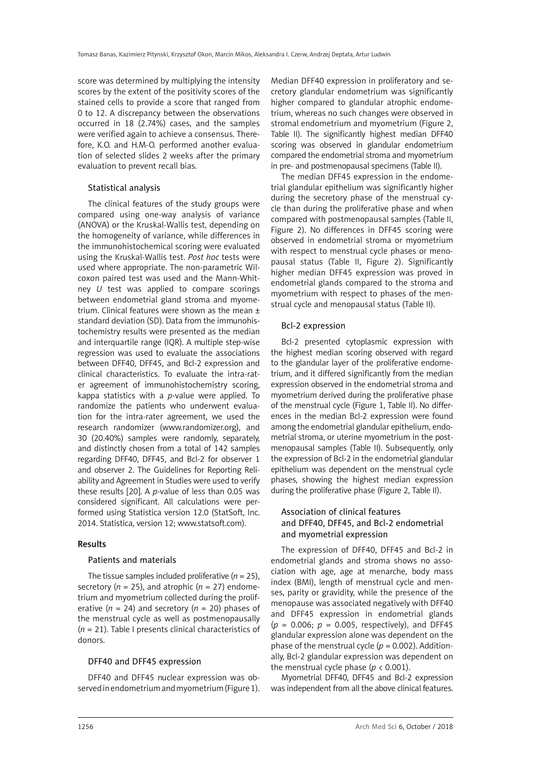score was determined by multiplying the intensity scores by the extent of the positivity scores of the stained cells to provide a score that ranged from 0 to 12. A discrepancy between the observations occurred in 18 (2.74%) cases, and the samples were verified again to achieve a consensus. Therefore, K.O. and H.M-O. performed another evaluation of selected slides 2 weeks after the primary evaluation to prevent recall bias.

### Statistical analysis

The clinical features of the study groups were compared using one-way analysis of variance (ANOVA) or the Kruskal-Wallis test, depending on the homogeneity of variance, while differences in the immunohistochemical scoring were evaluated using the Kruskal-Wallis test. *Post hoc* tests were used where appropriate. The non-parametric Wilcoxon paired test was used and the Mann-Whitney *U* test was applied to compare scorings between endometrial gland stroma and myometrium. Clinical features were shown as the mean ± standard deviation (SD). Data from the immunohistochemistry results were presented as the median and interquartile range (IQR). A multiple step-wise regression was used to evaluate the associations between DFF40, DFF45, and Bcl-2 expression and clinical characteristics. To evaluate the intra-rater agreement of immunohistochemistry scoring, kappa statistics with a *p*-value were applied. To randomize the patients who underwent evaluation for the intra-rater agreement, we used the research randomizer (www.randomizer.org), and 30 (20.40%) samples were randomly, separately, and distinctly chosen from a total of 142 samples regarding DFF40, DFF45, and Bcl-2 for observer 1 and observer 2. The Guidelines for Reporting Reliability and Agreement in Studies were used to verify these results [20]. A *p*-value of less than 0.05 was considered significant. All calculations were performed using Statistica version 12.0 (StatSoft, Inc. 2014. Statistica, version 12; www.statsoft.com).

## Results

### Patients and materials

The tissue samples included proliferative ($n$ = 25), secretory ($n$ = 25), and atrophic ($n$ = 27) endometrium and myometrium collected during the proliferative ($n$ = 24) and secretory ($n$ = 20) phases of the menstrual cycle as well as postmenopausally ($n$ = 21). Table I presents clinical characteristics of donors.

### DFF40 and DFF45 expression

DFF40 and DFF45 nuclear expression was observed in endometrium and myometrium (Figure 1). Median DFF40 expression in proliferatory and secretory glandular endometrium was significantly higher compared to glandular atrophic endometrium, whereas no such changes were observed in stromal endometrium and myometrium (Figure 2, Table II). The significantly highest median DFF40 scoring was observed in glandular endometrium compared the endometrial stroma and myometrium in pre- and postmenopausal specimens (Table II).

The median DFF45 expression in the endometrial glandular epithelium was significantly higher during the secretory phase of the menstrual cycle than during the proliferative phase and when compared with postmenopausal samples (Table II, Figure 2). No differences in DFF45 scoring were observed in endometrial stroma or myometrium with respect to menstrual cycle phases or menopausal status (Table II, Figure 2). Significantly higher median DFF45 expression was proved in endometrial glands compared to the stroma and myometrium with respect to phases of the menstrual cycle and menopausal status (Table II).

### Bcl-2 expression

Bcl-2 presented cytoplasmic expression with the highest median scoring observed with regard to the glandular layer of the proliferative endometrium, and it differed significantly from the median expression observed in the endometrial stroma and myometrium derived during the proliferative phase of the menstrual cycle (Figure 1, Table II). No differences in the median Bcl-2 expression were found among the endometrial glandular epithelium, endometrial stroma, or uterine myometrium in the postmenopausal samples (Table II). Subsequently, only the expression of Bcl-2 in the endometrial glandular epithelium was dependent on the menstrual cycle phases, showing the highest median expression during the proliferative phase (Figure 2, Table II).

### Association of clinical features and DFF40, DFF45, and Bcl-2 endometrial and myometrial expression

The expression of DFF40, DFF45 and Bcl-2 in endometrial glands and stroma shows no association with age, age at menarche, body mass index (BMI), length of menstrual cycle and menses, parity or gravidity, while the presence of the menopause was associated negatively with DFF40 and DFF45 expression in endometrial glands ($p$ = 0.006; $p$ = 0.005, respectively), and DFF45 glandular expression alone was dependent on the phase of the menstrual cycle ($p$ = 0.002). Additionally, Bcl-2 glandular expression was dependent on the menstrual cycle phase ($p$ < 0.001).

Myometrial DFF40, DFF45 and Bcl-2 expression was independent from all the above clinical features.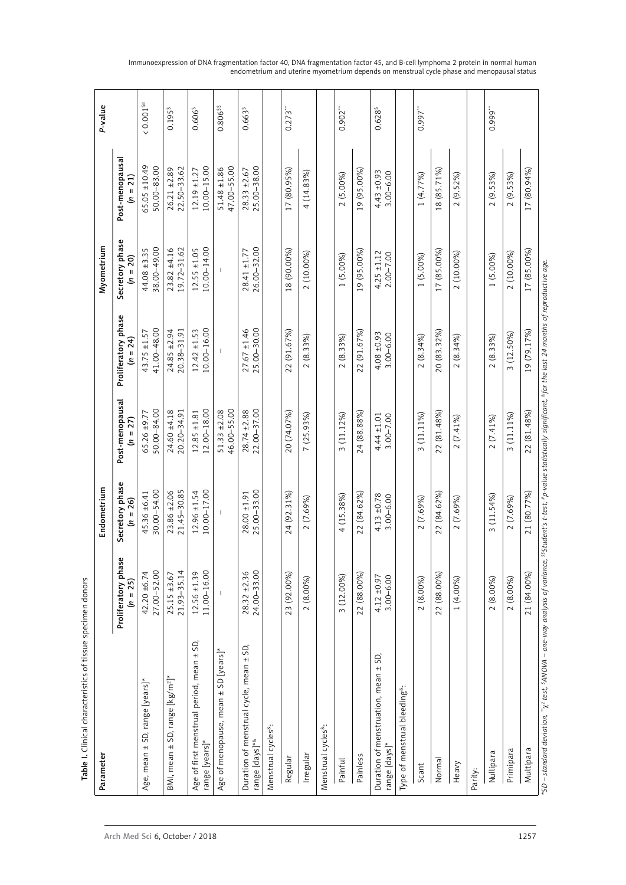**Table I.** Clinical characteristics of tissue specimen donors

| Parameter | Endometrium | | | Myometrium | | | P-value |
|---|---|---|---|---|---|---|---|
| | Proliferatory phase (n = 25) | Secretory phase (n = 26) | Post-menopausal (n = 27) | Proliferatory phase (n = 24) | Secretory phase (n = 20) | Post-menopausal (n = 21) | |
| Age, mean ± SD, range [years]* | 42.20 ±6.74 27.00–52.00 | 45.36 ±6.41 30.00–54.00 | 65.26 ±9.77 50.00–84.00 | 43.75 ±1.57 41.00–48.00 | 44.08 ±3.35 38.00–49.00 | 65.05 ±10.49 50.00–83.00 | < 0.001$^{\$\#}$ |
| BMI, mean ± SD, range [kg/m$^2$]* | 25.15 ±3.67 21.93–35.14 | 23.86 ±2.06 21.45–30.85 | 24.60 ±4.18 20.20–34.91 | 24.85 ±2.94 20.38–31.91 | 23.82 ±4.16 19.72–31.62 | 26.21 ±2.89 22.50–33.62 | 0.195$^{\$}$ |
| Age of first menstrual period, mean ± SD, range [years]* | 12.56 ±1.39 11.00–16.00 | 12.96 ±1.54 10.00–17.00 | 12.85 ±1.81 12.00–18.00 | 12.42 ±1.53 10.00–16.00 | 12.55 ±1.05 10.00–14.00 | 12.19 ±1.27 10.00–15.00 | 0.606$^{\$}$ |
| Age of menopause, mean ± SD [years]* | – | – | 51.33 ±2.08 46.00–55.00 | – | – | 51.48 ±1.86 47.00–55.00 | 0.806$^{\$\$}$ |
| Duration of menstrual cycle, mean ± SD, range [days]*& | 28.32 ±2.36 24.00–33.00 | 28.00 ±1.91 25.00–33.00 | 28.74 ±2.88 22.00–37.00 | 27.67 ±1.46 25.00–30.00 | 28.41 ±1.77 26.00–32.00 | 28.33 ±2.67 25.00–38.00 | 0.663$^{\$}$ |
| Menstrual cycles&: | | | | | | | |
| Regular | 23 (92.00%) | 24 (92.31%) | 20 (74.07%) | 22 (91.67%) | 18 (90.00%) | 17 (80.95%) | 0.273** |
| Irregular | 2 (8.00%) | 2 (7.69%) | 7 (25.93%) | 2 (8.33%) | 2 (10.00%) | 4 (14.83%) | |
| Menstrual cycles&: | | | | | | | |
| Painful | 3 (12.00%) | 4 (15.38%) | 3 (11.12%) | 2 (8.33%) | 1 (5.00%) | 2 (5.00%) | 0.902** |
| Painless | 22 (88.00%) | 22 (84.62%) | 24 (88.88%) | 22 (91.67%) | 19 (95.00%) | 19 (95.00%) | |
| Duration of menstruation, mean ± SD, range [days]* | 4.12 ±0.97 3.00–6.00 | 4.13 ±0.78 3.00–6.00 | 4.44 ±1.01 3.00–7.00 | 4.08 ±0.93 3.00–6.00 | 4.25 ±1.12 2.00–7.00 | 4.43 ±0.93 3.00–6.00 | 0.628$^{\$}$ |
| Type of menstrual bleeding&: | | | | | | | |
| Scant | 2 (8.00%) | 2 (7.69%) | 3 (11.11%) | 2 (8.34%) | 1 (5.00%) | 1 (4.77%) | 0.997** |
| Normal | 22 (88.00%) | 22 (84.62%) | 22 (81.48%) | 20 (83.32%) | 17 (85.00%) | 18 (85.71%) | |
| Heavy | 1 (4.00%) | 2 (7.69%) | 2 (7.41%) | 2 (8.34%) | 2 (10.00%) | 2 (9.52%) | |
| Parity: | | | | | | | |
| Nullipara | 2 (8.00%) | 3 (11.54%) | 2 (7.41%) | 2 (8.33%) | 1 (5.00%) | 2 (9.53%) | 0.999** |
| Primipara | 2 (8.00%) | 2 (7.69%) | 3 (11.11%) | 3 (12.50%) | 2 (10.00%) | 2 (9.53%) | |
| Multipara | 21 (84.00%) | 21 (80.77%) | 22 (81.48%) | 19 (79.17%) | 17 (85.00%) | 17 (80.94%) | |

*SD – standard deviation, **$\chi^2$ test, $ANOVA – one-way analysis of variance, $$Student's t-test, #p-value statistically significant, &for the last 24 months of reproductive age.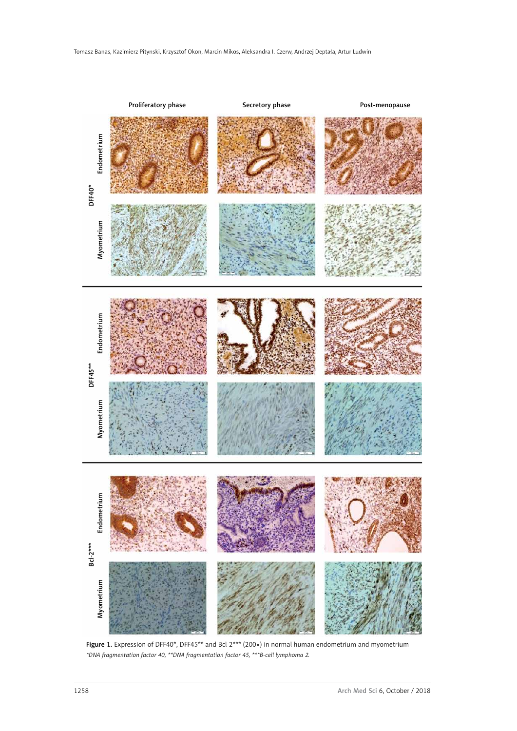Proliferatory phase

Secretory phase

Post-menopause

DFF40*

Endometrium

Myometrium

DFF45**

Endometrium

Myometrium

Bcl-2***

Endometrium

Myometrium

**Figure 1.** Expression of DFF40*, DFF45** and Bcl-2*** (200×) in normal human endometrium and myometrium

*\*DNA fragmentation factor 40, \*\*DNA fragmentation factor 45, \*\*\*B-cell lymphoma 2.*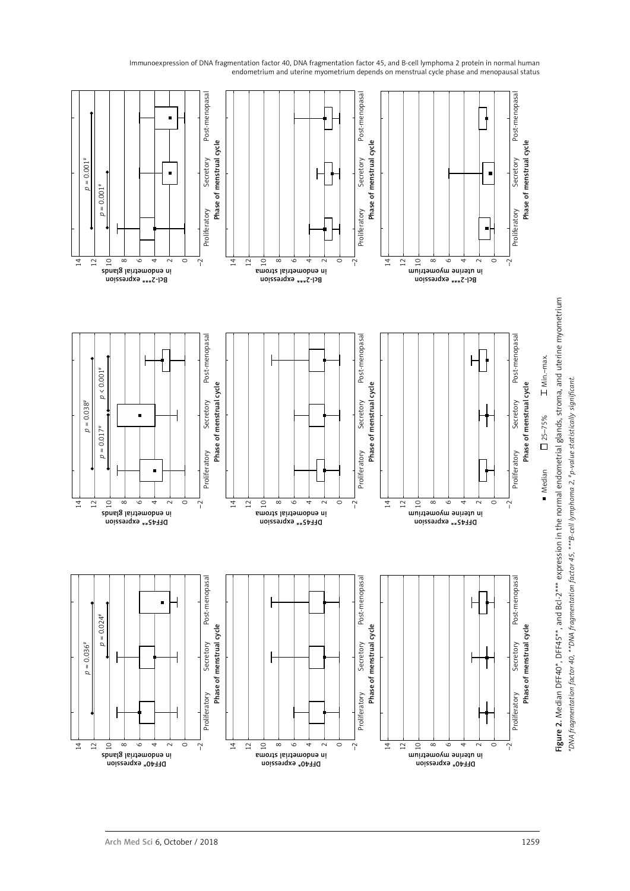DFF40* expression in endometrial glands

14
12
10
8
6
4
2
0
–2

Proliferatory Secretory Post-menopausal

Phase of menstrual cycle

$p = 0.036^{\#}$

$p = 0.024^{\#}$

DFF40* expression in endometrial stroma

14
12
10
8
6
4
2
0
–2

Proliferatory Secretory Post-menopausal

Phase of menstrual cycle

DFF40* expression in uterine myometrium

14
12
10
8
6
4
2
0
–2

Proliferatory Secretory Post-menopausal

Phase of menstrual cycle

DFF45** expression in endometrial glands

14
12
10
8
6
4
2
0
–2

Proliferatory Secretory Post-menopausal

Phase of menstrual cycle

$p = 0.038^{\#}$

$p = 0.017^{\#}$

$p < 0.001^{\#}$

DFF45** expression in endometrial stroma

14
12
10
8
6
4
2
0
–2

Proliferatory Secretory Post-menopausal

Phase of menstrual cycle

DFF45** expression in uterine myometrium

14
12
10
8
6
4
2
0
–2

Proliferatory Secretory Post-menopausal

Phase of menstrual cycle

Bcl-2*** expression in endometrial glands

14
12
10
8
6
4
2
0
–2

Proliferatory Secretory Post-menopausal

Phase of menstrual cycle

$p = 0.001^{\#}$

$p = 0.001^{\#}$

Bcl-2*** expression in endometrial stroma

14
12
10
8
6
4
2
0
–2

Proliferatory Secretory Post-menopausal

Phase of menstrual cycle

Bcl-2*** expression in uterine myometrium

14
12
10
8
6
4
2
0
–2

Proliferatory Secretory Post-menopausal

Phase of menstrual cycle

■ Median □ 25–75% ⌶ Min.–max.

**Figure 2.** Median DFF40*, DFF45**, and Bcl-2*** expression in the normal endometrial glands, stroma, and uterine myometrium

*\*DNA fragmentation factor 40, \*\*DNA fragmentation factor 45, \*\*\*B-cell lymphoma 2, #p-value statistically significant.*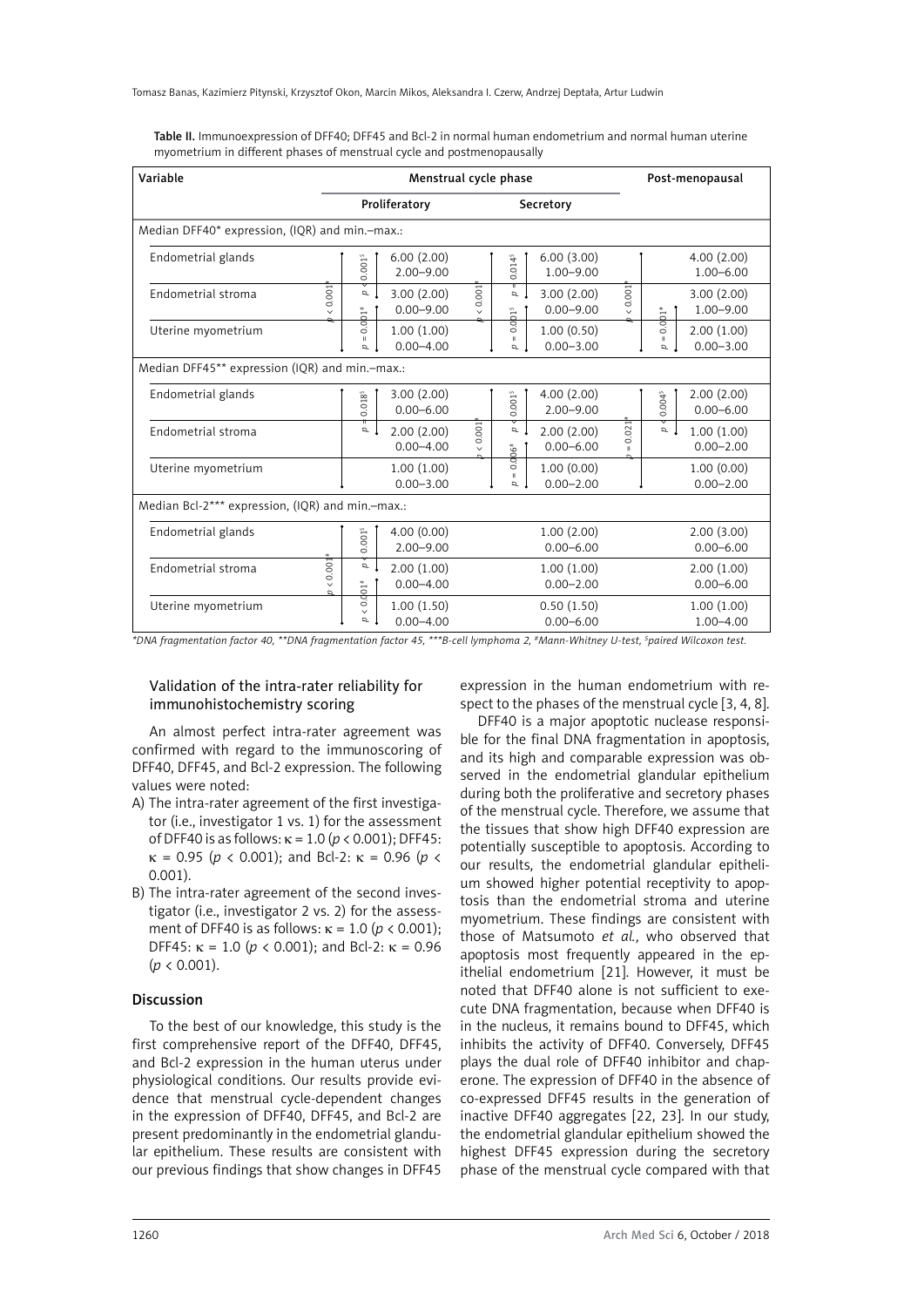Table II. Immunoexpression of DFF40; DFF45 and Bcl-2 in normal human endometrium and normal human uterine myometrium in different phases of menstrual cycle and postmenopausally

| Variable | Menstrual cycle phase | | Post-menopausal |
|---|---|---|---|
| | Proliferatory | Secretory | |
| Median DFF40* expression, (IQR) and min.–max.: | | | |
| Endometrial glands | 6.00 (2.00) 2.00–9.00 | 6.00 (3.00) 1.00–9.00 | 4.00 (2.00) 1.00–6.00 |
| Endometrial stroma | 3.00 (2.00) 0.00–9.00 | 3.00 (2.00) 0.00–9.00 | 3.00 (2.00) 1.00–9.00 |
| Uterine myometrium | 1.00 (1.00) 0.00–4.00 | 1.00 (0.50) 0.00–3.00 | 2.00 (1.00) 0.00–3.00 |
| Median DFF45** expression (IQR) and min.–max.: | | | |
| Endometrial glands | 3.00 (2.00) 0.00–6.00 | 4.00 (2.00) 2.00–9.00 | 2.00 (2.00) 0.00–6.00 |
| Endometrial stroma | 2.00 (2.00) 0.00–4.00 | 2.00 (2.00) 0.00–6.00 | 1.00 (1.00) 0.00–2.00 |
| Uterine myometrium | 1.00 (1.00) 0.00–3.00 | 1.00 (0.00) 0.00–2.00 | 1.00 (0.00) 0.00–2.00 |
| Median Bcl-2*** expression, (IQR) and min.–max.: | | | |
| Endometrial glands | 4.00 (0.00) 2.00–9.00 | 1.00 (2.00) 0.00–6.00 | 2.00 (3.00) 0.00–6.00 |
| Endometrial stroma | 2.00 (1.00) 0.00–4.00 | 1.00 (1.00) 0.00–2.00 | 2.00 (1.00) 0.00–6.00 |
| Uterine myometrium | 1.00 (1.50) 0.00–4.00 | 0.50 (1.50) 0.00–6.00 | 1.00 (1.00) 1.00–4.00 |

Statistical comparisons shown in the table (vertical brackets):
- DFF40, Proliferatory: glands vs. stroma $p < 0.001$[\$]; stroma vs. myometrium $p = 0.001$[#]; glands vs. myometrium $p < 0.001$[#].
- DFF40, Secretory: glands vs. stroma $p = 0.014$[\$]; stroma vs. myometrium $p = 0.001$[\$]; glands vs. myometrium $p < 0.001$[#].
- DFF40, Post-menopausal: stroma vs. myometrium $p = 0.001$[#]; glands vs. myometrium $p < 0.001$[#].
- DFF45, Proliferatory: glands vs. stroma $p = 0.018$[\$].
- DFF45, Secretory: glands vs. stroma $p < 0.001$[\$]; stroma vs. myometrium $p = 0.006$[#]; glands vs. myometrium $p < 0.001$[#].
- DFF45, Post-menopausal: glands vs. stroma $p < 0.004$[\$]; glands vs. myometrium $p = 0.021$[#].
- Bcl-2, Proliferatory: glands vs. stroma $p < 0.001$[\$]; stroma vs. myometrium $p < 0.001$[#]; glands vs. myometrium $p < 0.001$[#].

*DNA fragmentation factor 40, **DNA fragmentation factor 45, ***B-cell lymphoma 2, #Mann-Whitney U-test, \$paired Wilcoxon test.

### Validation of the intra-rater reliability for immunohistochemistry scoring

An almost perfect intra-rater agreement was confirmed with regard to the immunoscoring of DFF40, DFF45, and Bcl-2 expression. The following values were noted:

A) The intra-rater agreement of the first investigator (i.e., investigator 1 vs. 1) for the assessment of DFF40 is as follows: $\kappa = 1.0$ ($p < 0.001$); DFF45: $\kappa = 0.95$ ($p < 0.001$); and Bcl-2: $\kappa = 0.96$ ($p < 0.001$).

B) The intra-rater agreement of the second investigator (i.e., investigator 2 vs. 2) for the assessment of DFF40 is as follows: $\kappa = 1.0$ ($p < 0.001$); DFF45: $\kappa = 1.0$ ($p < 0.001$); and Bcl-2: $\kappa = 0.96$ ($p < 0.001$).

## Discussion

To the best of our knowledge, this study is the first comprehensive report of the DFF40, DFF45, and Bcl-2 expression in the human uterus under physiological conditions. Our results provide evidence that menstrual cycle-dependent changes in the expression of DFF40, DFF45, and Bcl-2 are present predominantly in the endometrial glandular epithelium. These results are consistent with our previous findings that show changes in DFF45 expression in the human endometrium with respect to the phases of the menstrual cycle [3, 4, 8].

DFF40 is a major apoptotic nuclease responsible for the final DNA fragmentation in apoptosis, and its high and comparable expression was observed in the endometrial glandular epithelium during both the proliferative and secretory phases of the menstrual cycle. Therefore, we assume that the tissues that show high DFF40 expression are potentially susceptible to apoptosis. According to our results, the endometrial glandular epithelium showed higher potential receptivity to apoptosis than the endometrial stroma and uterine myometrium. These findings are consistent with those of Matsumoto *et al.*, who observed that apoptosis most frequently appeared in the epithelial endometrium [21]. However, it must be noted that DFF40 alone is not sufficient to execute DNA fragmentation, because when DFF40 is in the nucleus, it remains bound to DFF45, which inhibits the activity of DFF40. Conversely, DFF45 plays the dual role of DFF40 inhibitor and chaperone. The expression of DFF40 in the absence of co-expressed DFF45 results in the generation of inactive DFF40 aggregates [22, 23]. In our study, the endometrial glandular epithelium showed the highest DFF45 expression during the secretory phase of the menstrual cycle compared with that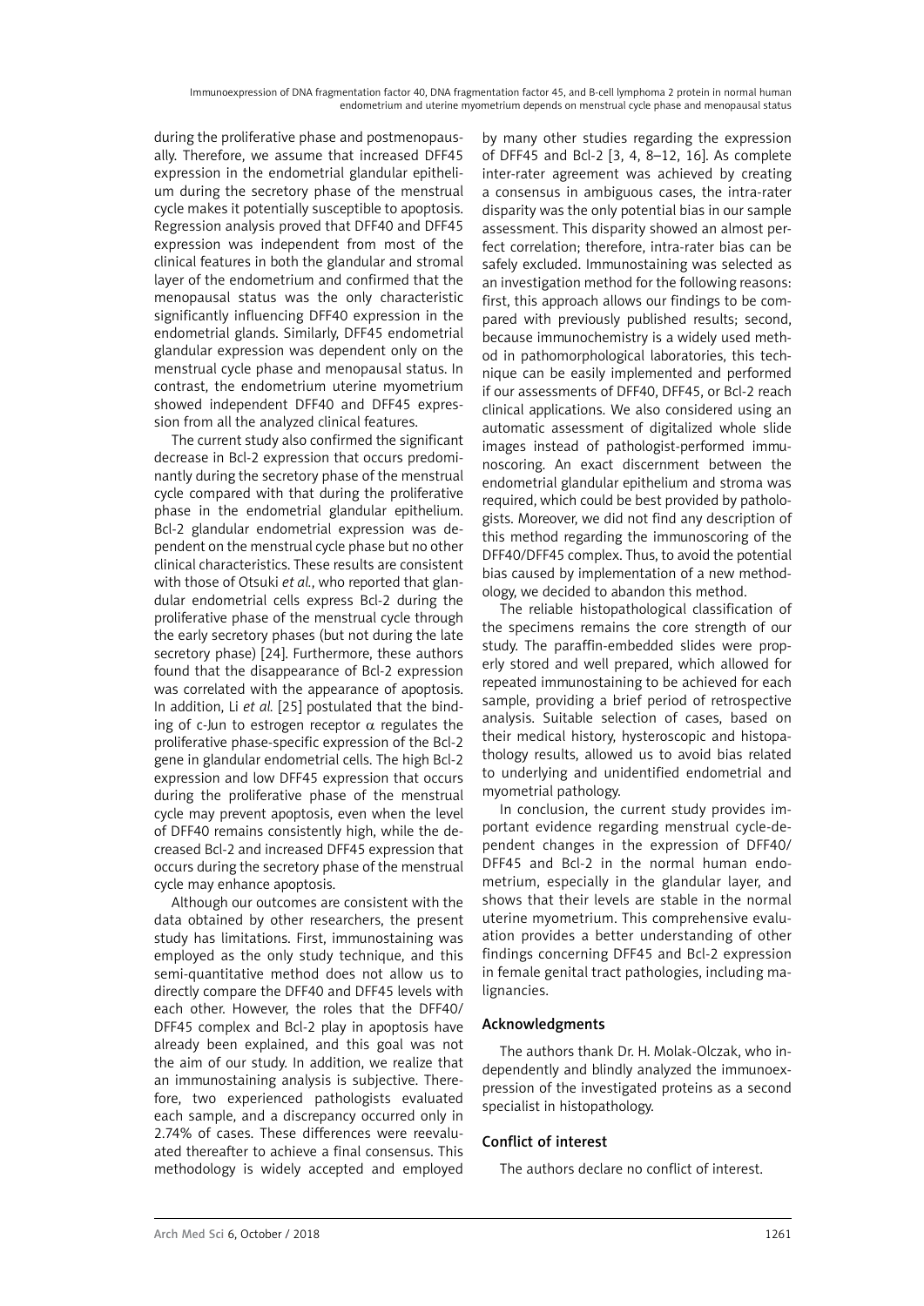during the proliferative phase and postmenopausally. Therefore, we assume that increased DFF45 expression in the endometrial glandular epithelium during the secretory phase of the menstrual cycle makes it potentially susceptible to apoptosis. Regression analysis proved that DFF40 and DFF45 expression was independent from most of the clinical features in both the glandular and stromal layer of the endometrium and confirmed that the menopausal status was the only characteristic significantly influencing DFF40 expression in the endometrial glands. Similarly, DFF45 endometrial glandular expression was dependent only on the menstrual cycle phase and menopausal status. In contrast, the endometrium uterine myometrium showed independent DFF40 and DFF45 expression from all the analyzed clinical features.

The current study also confirmed the significant decrease in Bcl-2 expression that occurs predominantly during the secretory phase of the menstrual cycle compared with that during the proliferative phase in the endometrial glandular epithelium. Bcl-2 glandular endometrial expression was dependent on the menstrual cycle phase but no other clinical characteristics. These results are consistent with those of Otsuki *et al.*, who reported that glandular endometrial cells express Bcl-2 during the proliferative phase of the menstrual cycle through the early secretory phases (but not during the late secretory phase) [24]. Furthermore, these authors found that the disappearance of Bcl-2 expression was correlated with the appearance of apoptosis. In addition, Li *et al.* [25] postulated that the binding of c-Jun to estrogen receptor $\alpha$ regulates the proliferative phase-specific expression of the Bcl-2 gene in glandular endometrial cells. The high Bcl-2 expression and low DFF45 expression that occurs during the proliferative phase of the menstrual cycle may prevent apoptosis, even when the level of DFF40 remains consistently high, while the decreased Bcl-2 and increased DFF45 expression that occurs during the secretory phase of the menstrual cycle may enhance apoptosis.

Although our outcomes are consistent with the data obtained by other researchers, the present study has limitations. First, immunostaining was employed as the only study technique, and this semi-quantitative method does not allow us to directly compare the DFF40 and DFF45 levels with each other. However, the roles that the DFF40/DFF45 complex and Bcl-2 play in apoptosis have already been explained, and this goal was not the aim of our study. In addition, we realize that an immunostaining analysis is subjective. Therefore, two experienced pathologists evaluated each sample, and a discrepancy occurred only in 2.74% of cases. These differences were reevaluated thereafter to achieve a final consensus. This methodology is widely accepted and employed by many other studies regarding the expression of DFF45 and Bcl-2 [3, 4, 8–12, 16]. As complete inter-rater agreement was achieved by creating a consensus in ambiguous cases, the intra-rater disparity was the only potential bias in our sample assessment. This disparity showed an almost perfect correlation; therefore, intra-rater bias can be safely excluded. Immunostaining was selected as an investigation method for the following reasons: first, this approach allows our findings to be compared with previously published results; second, because immunochemistry is a widely used method in pathomorphological laboratories, this technique can be easily implemented and performed if our assessments of DFF40, DFF45, or Bcl-2 reach clinical applications. We also considered using an automatic assessment of digitalized whole slide images instead of pathologist-performed immunoscoring. An exact discernment between the endometrial glandular epithelium and stroma was required, which could be best provided by pathologists. Moreover, we did not find any description of this method regarding the immunoscoring of the DFF40/DFF45 complex. Thus, to avoid the potential bias caused by implementation of a new methodology, we decided to abandon this method.

The reliable histopathological classification of the specimens remains the core strength of our study. The paraffin-embedded slides were properly stored and well prepared, which allowed for repeated immunostaining to be achieved for each sample, providing a brief period of retrospective analysis. Suitable selection of cases, based on their medical history, hysteroscopic and histopathology results, allowed us to avoid bias related to underlying and unidentified endometrial and myometrial pathology.

In conclusion, the current study provides important evidence regarding menstrual cycle-dependent changes in the expression of DFF40/DFF45 and Bcl-2 in the normal human endometrium, especially in the glandular layer, and shows that their levels are stable in the normal uterine myometrium. This comprehensive evaluation provides a better understanding of other findings concerning DFF45 and Bcl-2 expression in female genital tract pathologies, including malignancies.

## Acknowledgments

The authors thank Dr. H. Molak-Olczak, who independently and blindly analyzed the immunoexpression of the investigated proteins as a second specialist in histopathology.

## Conflict of interest

The authors declare no conflict of interest.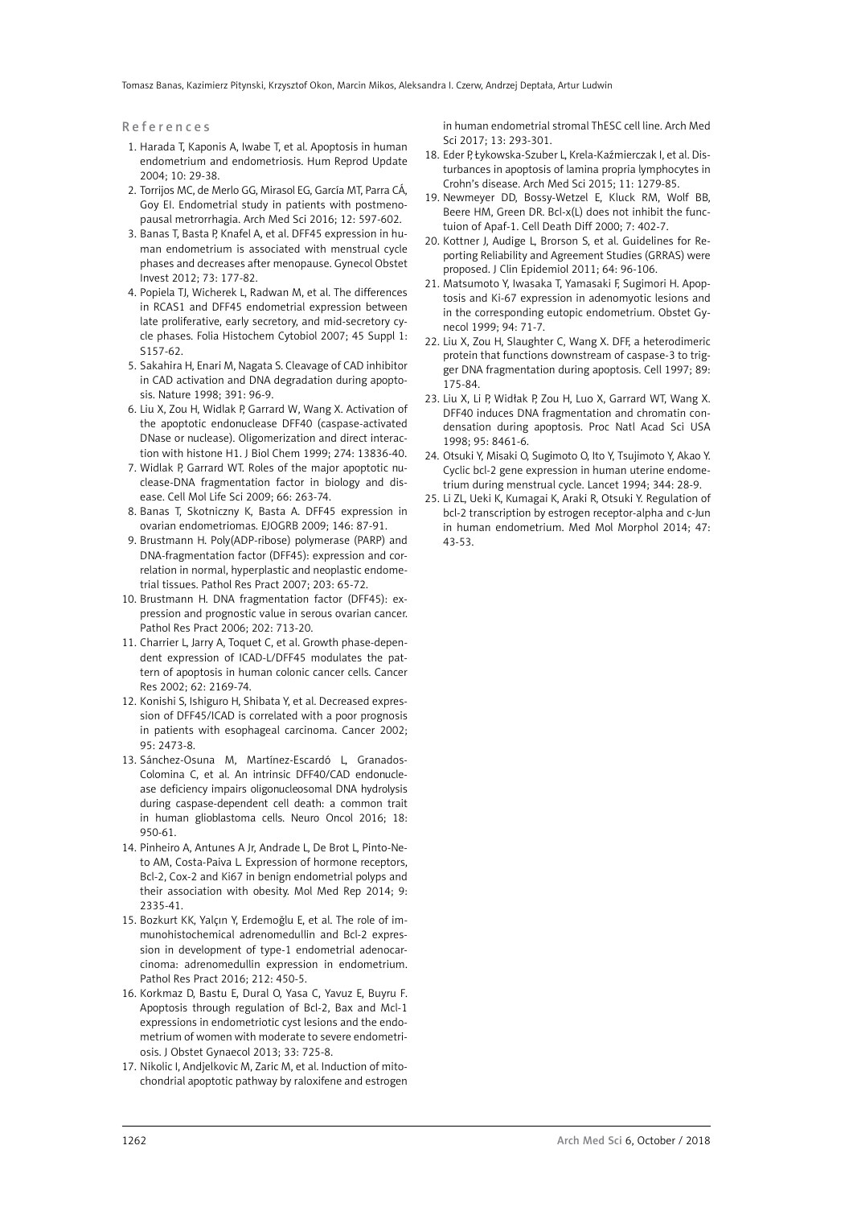## References

1. Harada T, Kaponis A, Iwabe T, et al. Apoptosis in human endometrium and endometriosis. Hum Reprod Update 2004; 10: 29-38.
2. Torrijos MC, de Merlo GG, Mirasol EG, García MT, Parra CÁ, Goy EI. Endometrial study in patients with postmenopausal metrorrhagia. Arch Med Sci 2016; 12: 597-602.
3. Banas T, Basta P, Knafel A, et al. DFF45 expression in human endometrium is associated with menstrual cycle phases and decreases after menopause. Gynecol Obstet Invest 2012; 73: 177-82.
4. Popiela TJ, Wicherek L, Radwan M, et al. The differences in RCAS1 and DFF45 endometrial expression between late proliferative, early secretory, and mid-secretory cycle phases. Folia Histochem Cytobiol 2007; 45 Suppl 1: S157-62.
5. Sakahira H, Enari M, Nagata S. Cleavage of CAD inhibitor in CAD activation and DNA degradation during apoptosis. Nature 1998; 391: 96-9.
6. Liu X, Zou H, Widlak P, Garrard W, Wang X. Activation of the apoptotic endonuclease DFF40 (caspase-activated DNase or nuclease). Oligomerization and direct interaction with histone H1. J Biol Chem 1999; 274: 13836-40.
7. Widlak P, Garrard WT. Roles of the major apoptotic nuclease-DNA fragmentation factor in biology and disease. Cell Mol Life Sci 2009; 66: 263-74.
8. Banas T, Skotniczny K, Basta A. DFF45 expression in ovarian endometriomas. EJOGRB 2009; 146: 87-91.
9. Brustmann H. Poly(ADP-ribose) polymerase (PARP) and DNA-fragmentation factor (DFF45): expression and correlation in normal, hyperplastic and neoplastic endometrial tissues. Pathol Res Pract 2007; 203: 65-72.
10. Brustmann H. DNA fragmentation factor (DFF45): expression and prognostic value in serous ovarian cancer. Pathol Res Pract 2006; 202: 713-20.
11. Charrier L, Jarry A, Toquet C, et al. Growth phase-dependent expression of ICAD-L/DFF45 modulates the pattern of apoptosis in human colonic cancer cells. Cancer Res 2002; 62: 2169-74.
12. Konishi S, Ishiguro H, Shibata Y, et al. Decreased expression of DFF45/ICAD is correlated with a poor prognosis in patients with esophageal carcinoma. Cancer 2002; 95: 2473-8.
13. Sánchez-Osuna M, Martínez-Escardó L, Granados-Colomina C, et al. An intrinsic DFF40/CAD endonuclease deficiency impairs oligonucleosomal DNA hydrolysis during caspase-dependent cell death: a common trait in human glioblastoma cells. Neuro Oncol 2016; 18: 950-61.
14. Pinheiro A, Antunes A Jr, Andrade L, De Brot L, Pinto-Neto AM, Costa-Paiva L. Expression of hormone receptors, Bcl-2, Cox-2 and Ki67 in benign endometrial polyps and their association with obesity. Mol Med Rep 2014; 9: 2335-41.
15. Bozkurt KK, Yalçın Y, Erdemoğlu E, et al. The role of immunohistochemical adrenomedullin and Bcl-2 expression in development of type-1 endometrial adenocarcinoma: adrenomedullin expression in endometrium. Pathol Res Pract 2016; 212: 450-5.
16. Korkmaz D, Bastu E, Dural O, Yasa C, Yavuz E, Buyru F. Apoptosis through regulation of Bcl-2, Bax and Mcl-1 expressions in endometriotic cyst lesions and the endometrium of women with moderate to severe endometriosis. J Obstet Gynaecol 2013; 33: 725-8.
17. Nikolic I, Andjelkovic M, Zaric M, et al. Induction of mitochondrial apoptotic pathway by raloxifene and estrogen in human endometrial stromal ThESC cell line. Arch Med Sci 2017; 13: 293-301.
18. Eder P, Łykowska-Szuber L, Krela-Kaźmierczak I, et al. Disturbances in apoptosis of lamina propria lymphocytes in Crohn's disease. Arch Med Sci 2015; 11: 1279-85.
19. Newmeyer DD, Bossy-Wetzel E, Kluck RM, Wolf BB, Beere HM, Green DR. Bcl-x(L) does not inhibit the functuion of Apaf-1. Cell Death Diff 2000; 7: 402-7.
20. Kottner J, Audige L, Brorson S, et al. Guidelines for Reporting Reliability and Agreement Studies (GRRAS) were proposed. J Clin Epidemiol 2011; 64: 96-106.
21. Matsumoto Y, Iwasaka T, Yamasaki F, Sugimori H. Apoptosis and Ki-67 expression in adenomyotic lesions and in the corresponding eutopic endometrium. Obstet Gynecol 1999; 94: 71-7.
22. Liu X, Zou H, Slaughter C, Wang X. DFF, a heterodimeric protein that functions downstream of caspase-3 to trigger DNA fragmentation during apoptosis. Cell 1997; 89: 175-84.
23. Liu X, Li P, Widłak P, Zou H, Luo X, Garrard WT, Wang X. DFF40 induces DNA fragmentation and chromatin condensation during apoptosis. Proc Natl Acad Sci USA 1998; 95: 8461-6.
24. Otsuki Y, Misaki O, Sugimoto O, Ito Y, Tsujimoto Y, Akao Y. Cyclic bcl-2 gene expression in human uterine endometrium during menstrual cycle. Lancet 1994; 344: 28-9.
25. Li ZL, Ueki K, Kumagai K, Araki R, Otsuki Y. Regulation of bcl-2 transcription by estrogen receptor-alpha and c-Jun in human endometrium. Med Mol Morphol 2014; 47: 43-53.